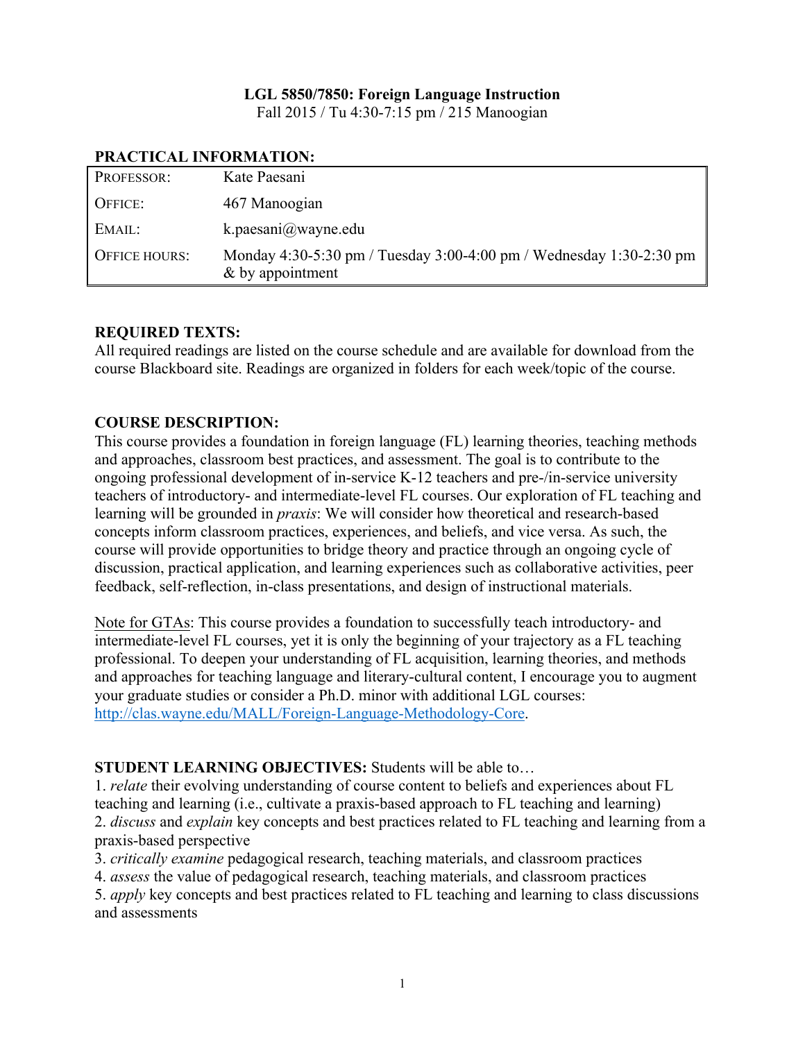**LGL 5850/7850: Foreign Language Instruction**

Fall 2015 / Tu 4:30-7:15 pm / 215 Manoogian

**PRACTICAL INFORMATION:**

| | |
|---|---|
| PROFESSOR: | Kate Paesani |
| OFFICE: | 467 Manoogian |
| EMAIL: | k.paesani@wayne.edu |
| OFFICE HOURS: | Monday 4:30-5:30 pm / Tuesday 3:00-4:00 pm / Wednesday 1:30-2:30 pm & by appointment |

**REQUIRED TEXTS:**

All required readings are listed on the course schedule and are available for download from the course Blackboard site. Readings are organized in folders for each week/topic of the course.

**COURSE DESCRIPTION:**

This course provides a foundation in foreign language (FL) learning theories, teaching methods and approaches, classroom best practices, and assessment. The goal is to contribute to the ongoing professional development of in-service K-12 teachers and pre-/in-service university teachers of introductory- and intermediate-level FL courses. Our exploration of FL teaching and learning will be grounded in *praxis*: We will consider how theoretical and research-based concepts inform classroom practices, experiences, and beliefs, and vice versa. As such, the course will provide opportunities to bridge theory and practice through an ongoing cycle of discussion, practical application, and learning experiences such as collaborative activities, peer feedback, self-reflection, in-class presentations, and design of instructional materials.

<u>Note for GTAs</u>: This course provides a foundation to successfully teach introductory- and intermediate-level FL courses, yet it is only the beginning of your trajectory as a FL teaching professional. To deepen your understanding of FL acquisition, learning theories, and methods and approaches for teaching language and literary-cultural content, I encourage you to augment your graduate studies or consider a Ph.D. minor with additional LGL courses: http://clas.wayne.edu/MALL/Foreign-Language-Methodology-Core.

**STUDENT LEARNING OBJECTIVES:** Students will be able to…

1. *relate* their evolving understanding of course content to beliefs and experiences about FL teaching and learning (i.e., cultivate a praxis-based approach to FL teaching and learning)
2. *discuss* and *explain* key concepts and best practices related to FL teaching and learning from a praxis-based perspective
3. *critically examine* pedagogical research, teaching materials, and classroom practices
4. *assess* the value of pedagogical research, teaching materials, and classroom practices
5. *apply* key concepts and best practices related to FL teaching and learning to class discussions and assessments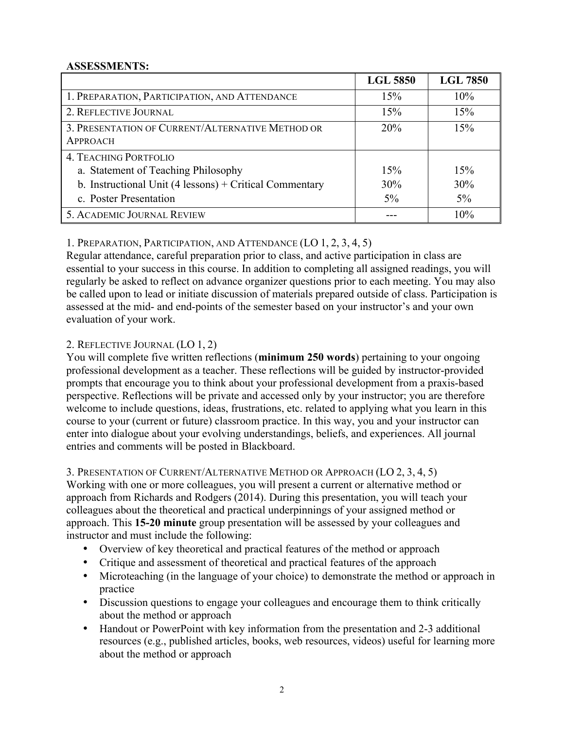**ASSESSMENTS:**

| | **LGL 5850** | **LGL 7850** |
|---|---|---|
| 1. Preparation, Participation, and Attendance | 15% | 10% |
| 2. Reflective Journal | 15% | 15% |
| 3. Presentation of Current/Alternative Method or Approach | 20% | 15% |
| 4. Teaching Portfolio | | |
| a. Statement of Teaching Philosophy | 15% | 15% |
| b. Instructional Unit (4 lessons) + Critical Commentary | 30% | 30% |
| c. Poster Presentation | 5% | 5% |
| 5. Academic Journal Review | --- | 10% |

1. Preparation, Participation, and Attendance (LO 1, 2, 3, 4, 5)
Regular attendance, careful preparation prior to class, and active participation in class are essential to your success in this course. In addition to completing all assigned readings, you will regularly be asked to reflect on advance organizer questions prior to each meeting. You may also be called upon to lead or initiate discussion of materials prepared outside of class. Participation is assessed at the mid- and end-points of the semester based on your instructor's and your own evaluation of your work.

2. Reflective Journal (LO 1, 2)
You will complete five written reflections (**minimum 250 words**) pertaining to your ongoing professional development as a teacher. These reflections will be guided by instructor-provided prompts that encourage you to think about your professional development from a praxis-based perspective. Reflections will be private and accessed only by your instructor; you are therefore welcome to include questions, ideas, frustrations, etc. related to applying what you learn in this course to your (current or future) classroom practice. In this way, you and your instructor can enter into dialogue about your evolving understandings, beliefs, and experiences. All journal entries and comments will be posted in Blackboard.

3. Presentation of Current/Alternative Method or Approach (LO 2, 3, 4, 5)
Working with one or more colleagues, you will present a current or alternative method or approach from Richards and Rodgers (2014). During this presentation, you will teach your colleagues about the theoretical and practical underpinnings of your assigned method or approach. This **15-20 minute** group presentation will be assessed by your colleagues and instructor and must include the following:

- Overview of key theoretical and practical features of the method or approach
- Critique and assessment of theoretical and practical features of the approach
- Microteaching (in the language of your choice) to demonstrate the method or approach in practice
- Discussion questions to engage your colleagues and encourage them to think critically about the method or approach
- Handout or PowerPoint with key information from the presentation and 2-3 additional resources (e.g., published articles, books, web resources, videos) useful for learning more about the method or approach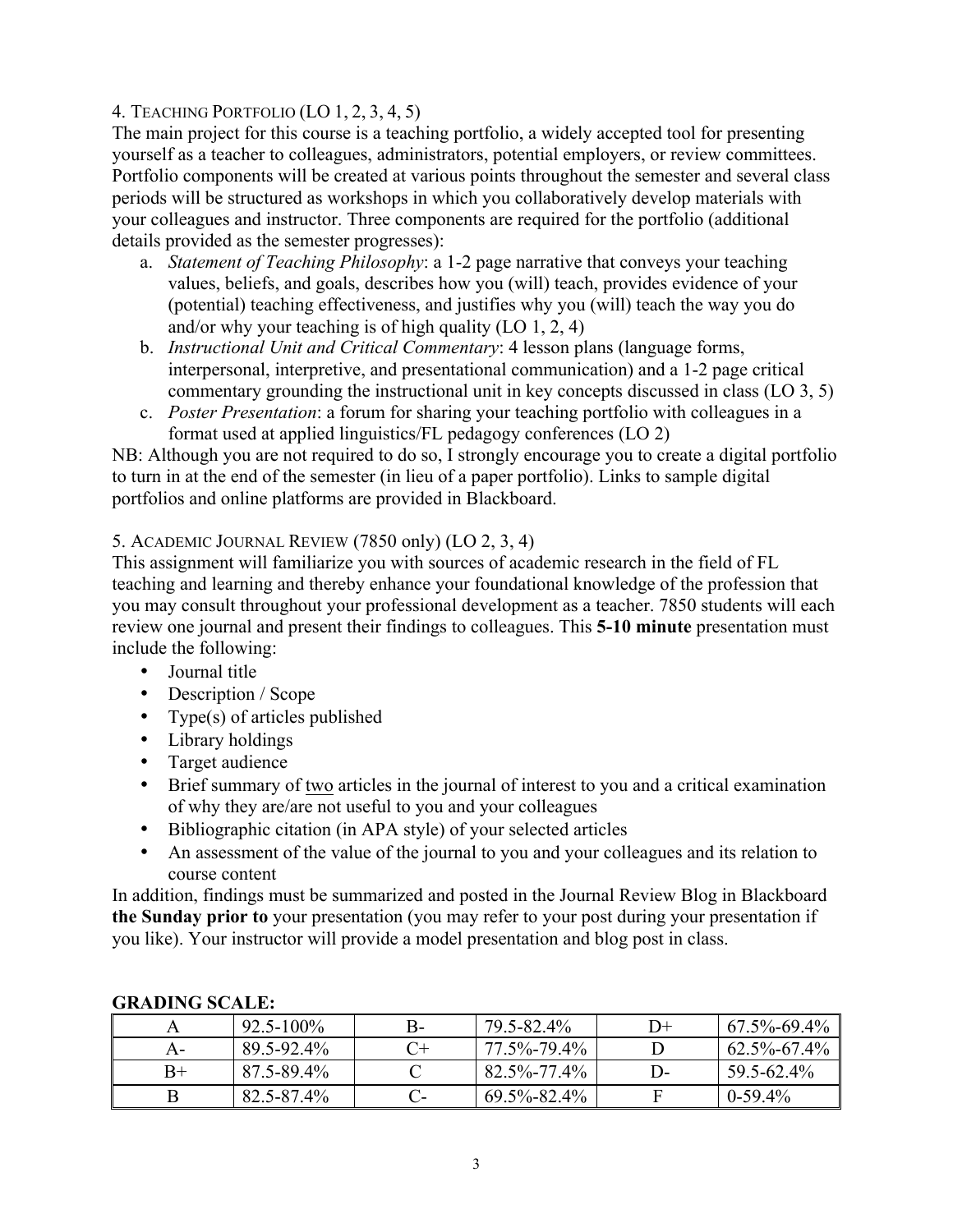4. Teaching Portfolio (LO 1, 2, 3, 4, 5)

The main project for this course is a teaching portfolio, a widely accepted tool for presenting yourself as a teacher to colleagues, administrators, potential employers, or review committees. Portfolio components will be created at various points throughout the semester and several class periods will be structured as workshops in which you collaboratively develop materials with your colleagues and instructor. Three components are required for the portfolio (additional details provided as the semester progresses):

a. *Statement of Teaching Philosophy*: a 1-2 page narrative that conveys your teaching values, beliefs, and goals, describes how you (will) teach, provides evidence of your (potential) teaching effectiveness, and justifies why you (will) teach the way you do and/or why your teaching is of high quality (LO 1, 2, 4)
b. *Instructional Unit and Critical Commentary*: 4 lesson plans (language forms, interpersonal, interpretive, and presentational communication) and a 1-2 page critical commentary grounding the instructional unit in key concepts discussed in class (LO 3, 5)
c. *Poster Presentation*: a forum for sharing your teaching portfolio with colleagues in a format used at applied linguistics/FL pedagogy conferences (LO 2)

NB: Although you are not required to do so, I strongly encourage you to create a digital portfolio to turn in at the end of the semester (in lieu of a paper portfolio). Links to sample digital portfolios and online platforms are provided in Blackboard.

5. Academic Journal Review (7850 only) (LO 2, 3, 4)

This assignment will familiarize you with sources of academic research in the field of FL teaching and learning and thereby enhance your foundational knowledge of the profession that you may consult throughout your professional development as a teacher. 7850 students will each review one journal and present their findings to colleagues. This **5-10 minute** presentation must include the following:

- Journal title
- Description / Scope
- Type(s) of articles published
- Library holdings
- Target audience
- Brief summary of two articles in the journal of interest to you and a critical examination of why they are/are not useful to you and your colleagues
- Bibliographic citation (in APA style) of your selected articles
- An assessment of the value of the journal to you and your colleagues and its relation to course content

In addition, findings must be summarized and posted in the Journal Review Blog in Blackboard **the Sunday prior to** your presentation (you may refer to your post during your presentation if you like). Your instructor will provide a model presentation and blog post in class.

**GRADING SCALE:**

| A | 92.5-100% | B- | 79.5-82.4% | D+ | 67.5%-69.4% |
|---|---|---|---|---|---|
| A- | 89.5-92.4% | C+ | 77.5%-79.4% | D | 62.5%-67.4% |
| B+ | 87.5-89.4% | C | 82.5%-77.4% | D- | 59.5-62.4% |
| B | 82.5-87.4% | C- | 69.5%-82.4% | F | 0-59.4% |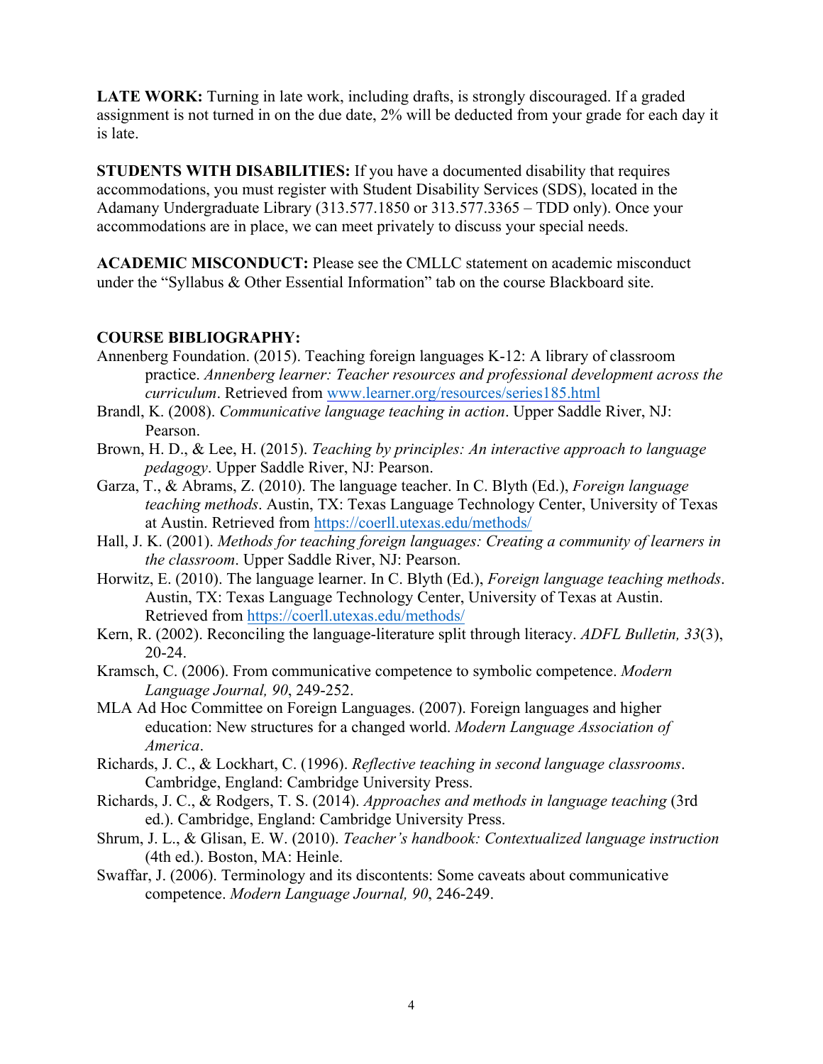**LATE WORK:** Turning in late work, including drafts, is strongly discouraged. If a graded assignment is not turned in on the due date, 2% will be deducted from your grade for each day it is late.

**STUDENTS WITH DISABILITIES:** If you have a documented disability that requires accommodations, you must register with Student Disability Services (SDS), located in the Adamany Undergraduate Library (313.577.1850 or 313.577.3365 – TDD only). Once your accommodations are in place, we can meet privately to discuss your special needs.

**ACADEMIC MISCONDUCT:** Please see the CMLLC statement on academic misconduct under the "Syllabus & Other Essential Information" tab on the course Blackboard site.

**COURSE BIBLIOGRAPHY:**

Annenberg Foundation. (2015). Teaching foreign languages K-12: A library of classroom practice. *Annenberg learner: Teacher resources and professional development across the curriculum*. Retrieved from [www.learner.org/resources/series185.html](www.learner.org/resources/series185.html)

Brandl, K. (2008). *Communicative language teaching in action*. Upper Saddle River, NJ: Pearson.

Brown, H. D., & Lee, H. (2015). *Teaching by principles: An interactive approach to language pedagogy*. Upper Saddle River, NJ: Pearson.

Garza, T., & Abrams, Z. (2010). The language teacher. In C. Blyth (Ed.), *Foreign language teaching methods*. Austin, TX: Texas Language Technology Center, University of Texas at Austin. Retrieved from [https://coerll.utexas.edu/methods/](https://coerll.utexas.edu/methods/)

Hall, J. K. (2001). *Methods for teaching foreign languages: Creating a community of learners in the classroom*. Upper Saddle River, NJ: Pearson.

Horwitz, E. (2010). The language learner. In C. Blyth (Ed.), *Foreign language teaching methods*. Austin, TX: Texas Language Technology Center, University of Texas at Austin. Retrieved from [https://coerll.utexas.edu/methods/](https://coerll.utexas.edu/methods/)

Kern, R. (2002). Reconciling the language-literature split through literacy. *ADFL Bulletin, 33*(3), 20-24.

Kramsch, C. (2006). From communicative competence to symbolic competence. *Modern Language Journal, 90*, 249-252.

MLA Ad Hoc Committee on Foreign Languages. (2007). Foreign languages and higher education: New structures for a changed world. *Modern Language Association of America*.

Richards, J. C., & Lockhart, C. (1996). *Reflective teaching in second language classrooms*. Cambridge, England: Cambridge University Press.

Richards, J. C., & Rodgers, T. S. (2014). *Approaches and methods in language teaching* (3rd ed.). Cambridge, England: Cambridge University Press.

Shrum, J. L., & Glisan, E. W. (2010). *Teacher's handbook: Contextualized language instruction* (4th ed.). Boston, MA: Heinle.

Swaffar, J. (2006). Terminology and its discontents: Some caveats about communicative competence. *Modern Language Journal, 90*, 246-249.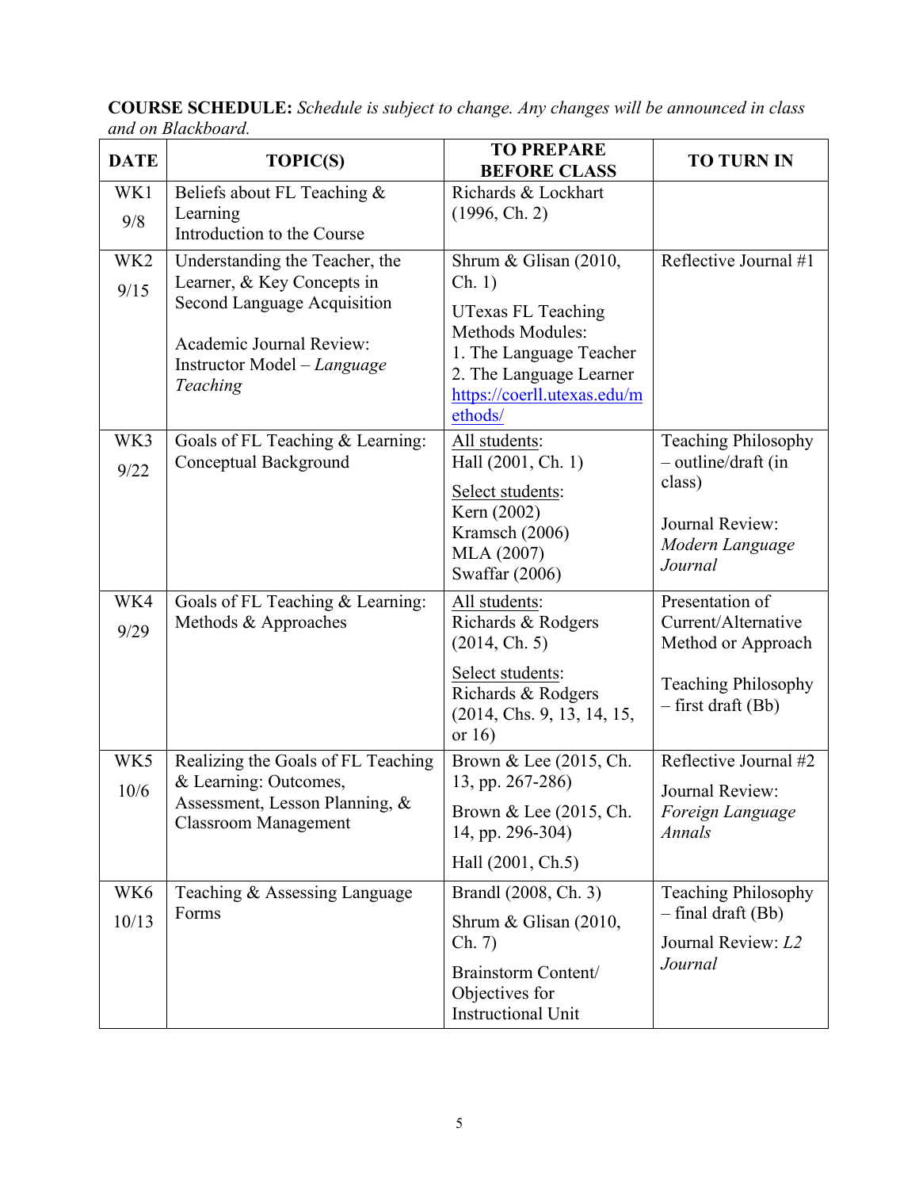**COURSE SCHEDULE:** *Schedule is subject to change. Any changes will be announced in class and on Blackboard.*

| DATE | TOPIC(S) | TO PREPARE BEFORE CLASS | TO TURN IN |
|---|---|---|---|
| WK1 9/8 | Beliefs about FL Teaching & Learning<br>Introduction to the Course | Richards & Lockhart (1996, Ch. 2) | |
| WK2 9/15 | Understanding the Teacher, the Learner, & Key Concepts in Second Language Acquisition<br><br>Academic Journal Review: Instructor Model – *Language Teaching* | Shrum & Glisan (2010, Ch. 1)<br><br>UTexas FL Teaching Methods Modules:<br>1. The Language Teacher<br>2. The Language Learner<br>https://coerll.utexas.edu/methods/ | Reflective Journal #1 |
| WK3 9/22 | Goals of FL Teaching & Learning: Conceptual Background | <u>All students</u>:<br>Hall (2001, Ch. 1)<br><br><u>Select students</u>:<br>Kern (2002)<br>Kramsch (2006)<br>MLA (2007)<br>Swaffar (2006) | Teaching Philosophy – outline/draft (in class)<br><br>Journal Review: *Modern Language Journal* |
| WK4 9/29 | Goals of FL Teaching & Learning: Methods & Approaches | <u>All students</u>:<br>Richards & Rodgers (2014, Ch. 5)<br><br><u>Select students</u>:<br>Richards & Rodgers (2014, Chs. 9, 13, 14, 15, or 16) | Presentation of Current/Alternative Method or Approach<br><br>Teaching Philosophy – first draft (Bb) |
| WK5 10/6 | Realizing the Goals of FL Teaching & Learning: Outcomes, Assessment, Lesson Planning, & Classroom Management | Brown & Lee (2015, Ch. 13, pp. 267-286)<br><br>Brown & Lee (2015, Ch. 14, pp. 296-304)<br><br>Hall (2001, Ch.5) | Reflective Journal #2<br><br>Journal Review: *Foreign Language Annals* |
| WK6 10/13 | Teaching & Assessing Language Forms | Brandl (2008, Ch. 3)<br><br>Shrum & Glisan (2010, Ch. 7)<br><br>Brainstorm Content/ Objectives for Instructional Unit | Teaching Philosophy – final draft (Bb)<br><br>Journal Review: *L2 Journal* |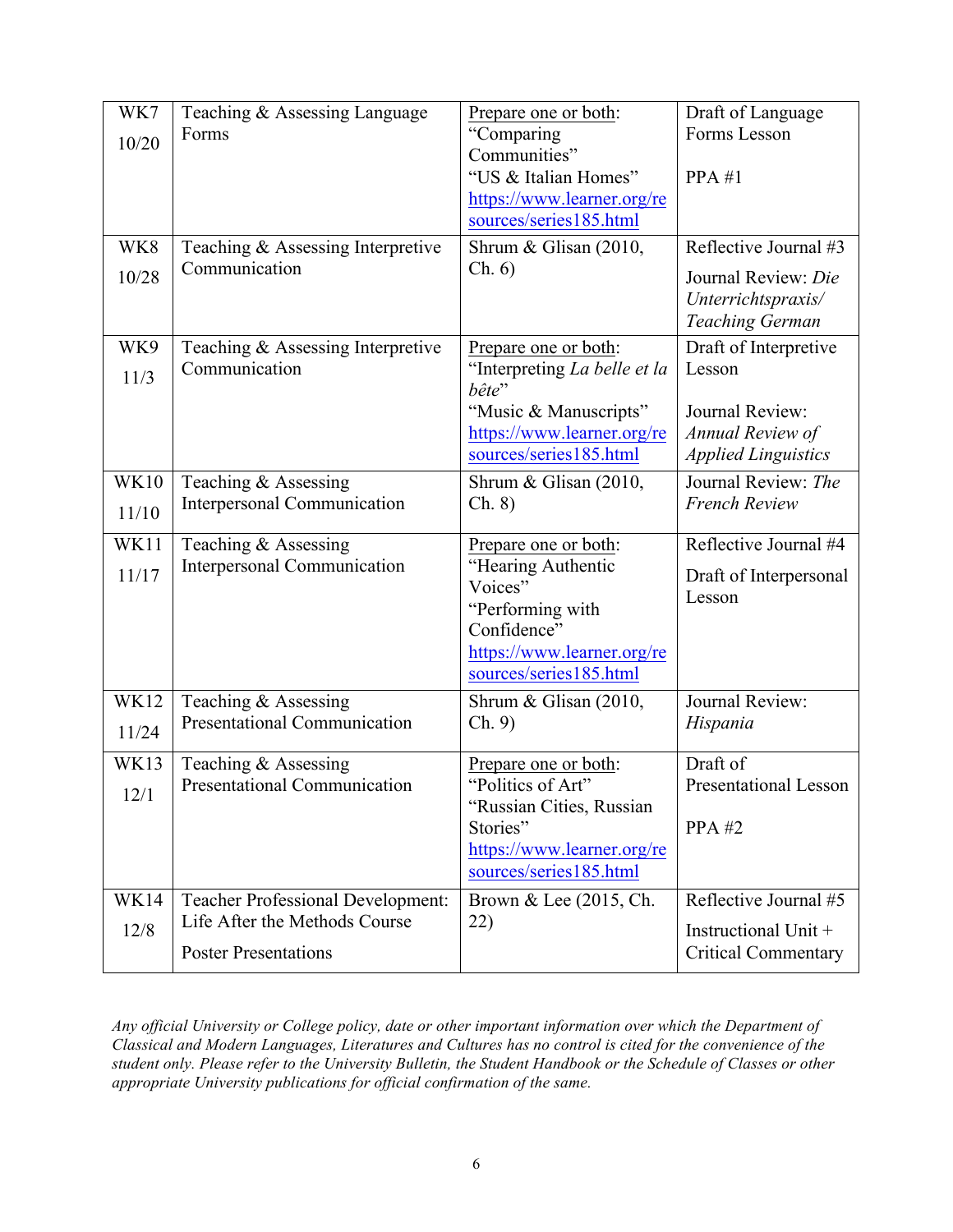| | | | |
|---|---|---|---|
| WK7<br>10/20 | Teaching & Assessing Language Forms | Prepare one or both:<br>"Comparing Communities"<br>"US & Italian Homes"<br>https://www.learner.org/resources/series185.html | Draft of Language Forms Lesson<br><br>PPA #1 |
| WK8<br>10/28 | Teaching & Assessing Interpretive Communication | Shrum & Glisan (2010, Ch. 6) | Reflective Journal #3<br><br>Journal Review: *Die Unterrichtspraxis/ Teaching German* |
| WK9<br>11/3 | Teaching & Assessing Interpretive Communication | Prepare one or both:<br>"Interpreting *La belle et la bête*"<br>"Music & Manuscripts"<br>https://www.learner.org/resources/series185.html | Draft of Interpretive Lesson<br><br>Journal Review: *Annual Review of Applied Linguistics* |
| WK10<br>11/10 | Teaching & Assessing Interpersonal Communication | Shrum & Glisan (2010, Ch. 8) | Journal Review: *The French Review* |
| WK11<br>11/17 | Teaching & Assessing Interpersonal Communication | Prepare one or both:<br>"Hearing Authentic Voices"<br>"Performing with Confidence"<br>https://www.learner.org/resources/series185.html | Reflective Journal #4<br><br>Draft of Interpersonal Lesson |
| WK12<br>11/24 | Teaching & Assessing Presentational Communication | Shrum & Glisan (2010, Ch. 9) | Journal Review: *Hispania* |
| WK13<br>12/1 | Teaching & Assessing Presentational Communication | Prepare one or both:<br>"Politics of Art"<br>"Russian Cities, Russian Stories"<br>https://www.learner.org/resources/series185.html | Draft of Presentational Lesson<br><br>PPA #2 |
| WK14<br>12/8 | Teacher Professional Development: Life After the Methods Course<br><br>Poster Presentations | Brown & Lee (2015, Ch. 22) | Reflective Journal #5<br><br>Instructional Unit + Critical Commentary |

*Any official University or College policy, date or other important information over which the Department of Classical and Modern Languages, Literatures and Cultures has no control is cited for the convenience of the student only. Please refer to the University Bulletin, the Student Handbook or the Schedule of Classes or other appropriate University publications for official confirmation of the same.*